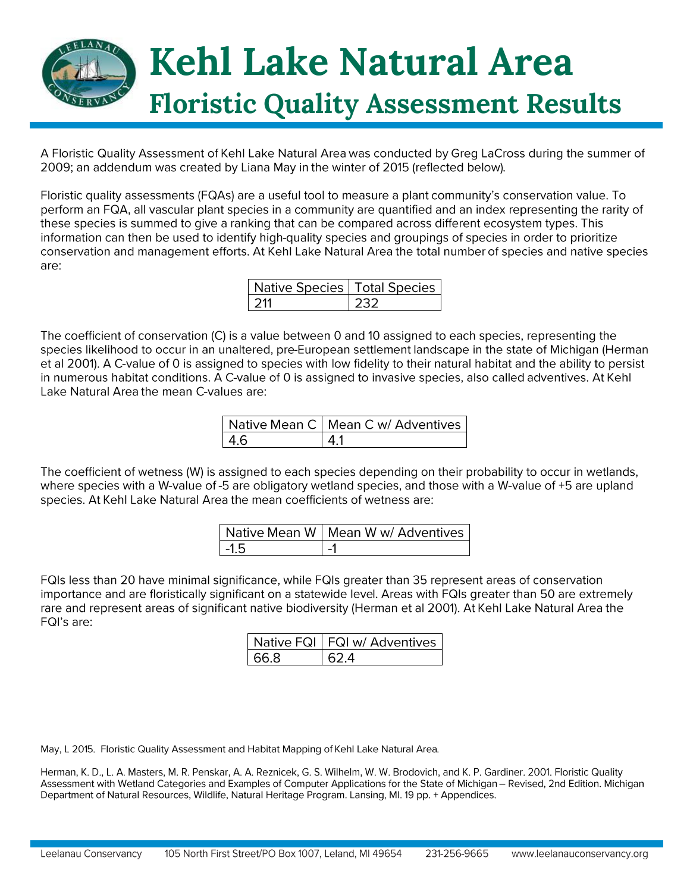# Kehl Lake Natural Area

## Floristic Quality Assessment Results

A Floristic Quality Assessment of Kehl Lake Natural Area was conducted by Greg LaCross during the summer of 2009; an addendum was created by Liana May in the winter of 2015 (reflected below).

Floristic quality assessments (FQAs) are a useful tool to measure a plant community's conservation value. To perform an FQA, all vascular plant species in a community are quantified and an index representing the rarity of these species is summed to give a ranking that can be compared across different ecosystem types. This information can then be used to identify high-quality species and groupings of species in order to prioritize conservation and management efforts. At Kehl Lake Natural Area the total number of species and native species are:

| Native Species | Total Species |
|---|---|
| 211 | 232 |

The coefficient of conservation (C) is a value between 0 and 10 assigned to each species, representing the species likelihood to occur in an unaltered, pre-European settlement landscape in the state of Michigan (Herman et al 2001). A C-value of 0 is assigned to species with low fidelity to their natural habitat and the ability to persist in numerous habitat conditions. A C-value of 0 is assigned to invasive species, also called adventives. At Kehl Lake Natural Area the mean C-values are:

| Native Mean C | Mean C w/ Adventives |
|---|---|
| 4.6 | 4.1 |

The coefficient of wetness (W) is assigned to each species depending on their probability to occur in wetlands, where species with a W-value of -5 are obligatory wetland species, and those with a W-value of +5 are upland species. At Kehl Lake Natural Area the mean coefficients of wetness are:

| Native Mean W | Mean W w/ Adventives |
|---|---|
| -1.5 | -1 |

FQIs less than 20 have minimal significance, while FQIs greater than 35 represent areas of conservation importance and are floristically significant on a statewide level. Areas with FQIs greater than 50 are extremely rare and represent areas of significant native biodiversity (Herman et al 2001). At Kehl Lake Natural Area the FQI's are:

| Native FQI | FQI w/ Adventives |
|---|---|
| 66.8 | 62.4 |

May, L 2015. Floristic Quality Assessment and Habitat Mapping of Kehl Lake Natural Area.

Herman, K. D., L. A. Masters, M. R. Penskar, A. A. Reznicek, G. S. Wilhelm, W. W. Brodovich, and K. P. Gardiner. 2001. Floristic Quality Assessment with Wetland Categories and Examples of Computer Applications for the State of Michigan – Revised, 2nd Edition. Michigan Department of Natural Resources, Wildlife, Natural Heritage Program. Lansing, MI. 19 pp. + Appendices.

Leelanau Conservancy 105 North First Street/PO Box 1007, Leland, MI 49654 231-256-9665 www.leelanauconservancy.org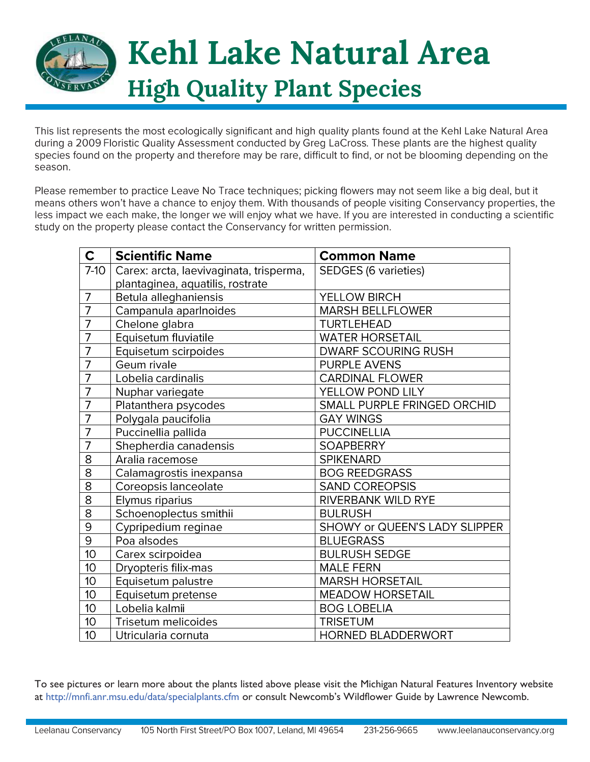# Kehl Lake Natural Area

## High Quality Plant Species

This list represents the most ecologically significant and high quality plants found at the Kehl Lake Natural Area during a 2009 Floristic Quality Assessment conducted by Greg LaCross. These plants are the highest quality species found on the property and therefore may be rare, difficult to find, or not be blooming depending on the season.

Please remember to practice Leave No Trace techniques; picking flowers may not seem like a big deal, but it means others won't have a chance to enjoy them. With thousands of people visiting Conservancy properties, the less impact we each make, the longer we will enjoy what we have. If you are interested in conducting a scientific study on the property please contact the Conservancy for written permission.

| C | Scientific Name | Common Name |
|---|---|---|
| 7-10 | Carex: arcta, laevivaginata, trisperma, plantaginea, aquatilis, rostrate | SEDGES (6 varieties) |
| 7 | Betula alleghaniensis | YELLOW BIRCH |
| 7 | Campanula aparlnoides | MARSH BELLFLOWER |
| 7 | Chelone glabra | TURTLEHEAD |
| 7 | Equisetum fluviatile | WATER HORSETAIL |
| 7 | Equisetum scirpoides | DWARF SCOURING RUSH |
| 7 | Geum rivale | PURPLE AVENS |
| 7 | Lobelia cardinalis | CARDINAL FLOWER |
| 7 | Nuphar variegate | YELLOW POND LILY |
| 7 | Platanthera psycodes | SMALL PURPLE FRINGED ORCHID |
| 7 | Polygala paucifolia | GAY WINGS |
| 7 | Puccinellia pallida | PUCCINELLIA |
| 7 | Shepherdia canadensis | SOAPBERRY |
| 8 | Aralia racemose | SPIKENARD |
| 8 | Calamagrostis inexpansa | BOG REEDGRASS |
| 8 | Coreopsis lanceolate | SAND COREOPSIS |
| 8 | Elymus riparius | RIVERBANK WILD RYE |
| 8 | Schoenoplectus smithii | BULRUSH |
| 9 | Cypripedium reginae | SHOWY or QUEEN'S LADY SLIPPER |
| 9 | Poa alsodes | BLUEGRASS |
| 10 | Carex scirpoidea | BULRUSH SEDGE |
| 10 | Dryopteris filix-mas | MALE FERN |
| 10 | Equisetum palustre | MARSH HORSETAIL |
| 10 | Equisetum pretense | MEADOW HORSETAIL |
| 10 | Lobelia kalmii | BOG LOBELIA |
| 10 | Trisetum melicoides | TRISETUM |
| 10 | Utricularia cornuta | HORNED BLADDERWORT |

To see pictures or learn more about the plants listed above please visit the Michigan Natural Features Inventory website at http://mnfi.anr.msu.edu/data/specialplants.cfm or consult Newcomb's Wildflower Guide by Lawrence Newcomb.

Leelanau Conservancy 105 North First Street/PO Box 1007, Leland, MI 49654 231-256-9665 www.leelanauconservancy.org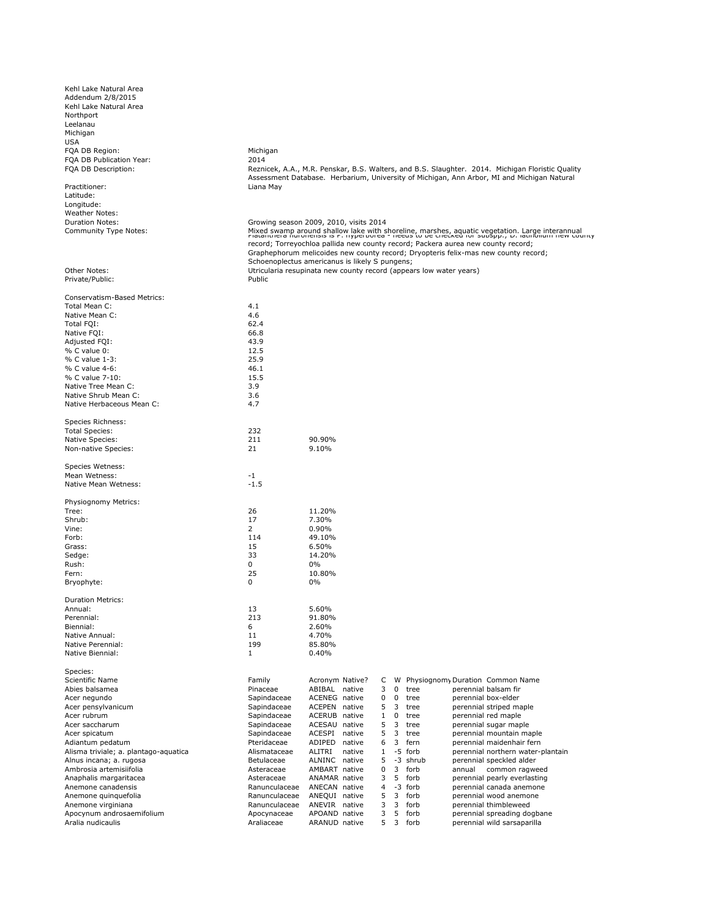Kehl Lake Natural Area
Addendum 2/8/2015
Kehl Lake Natural Area
Northport
Leelanau
Michigan
USA

| | |
|---|---|
| FQA DB Region: | Michigan |
| FQA DB Publication Year: | 2014 |
| FQA DB Description: | Reznicek, A.A., M.R. Penskar, B.S. Walters, and B.S. Slaughter. 2014. Michigan Floristic Quality Assessment Database. Herbarium, University of Michigan, Ann Arbor, MI and Michigan Natural |
| Practitioner: | Liana May |
| Latitude: | |
| Longitude: | |
| Weather Notes: | |
| Duration Notes: | Growing season 2009, 2010, visits 2014 |
| Community Type Notes: | Mixed swamp around shallow lake with shoreline, marshes, aquatic vegetation. Large interannual |
| Other Notes: | Platanthera huronensis is P. hyperborea - needs to be checked for subspp.; D. latifolium new county record; Torreyochloa pallida new county record; Packera aurea new county record; Graphephorum melicoides new county record; Dryopteris felix-mas new county record; Schoenoplectus americanus is likely S pungens; Utricularia resupinata new county record (appears low water years) |
| Private/Public: | Public |

Conservatism-Based Metrics:

| | |
|---|---|
| Total Mean C: | 4.1 |
| Native Mean C: | 4.6 |
| Total FQI: | 62.4 |
| Native FQI: | 66.8 |
| Adjusted FQI: | 43.9 |
| % C value 0: | 12.5 |
| % C value 1-3: | 25.9 |
| % C value 4-6: | 46.1 |
| % C value 7-10: | 15.5 |
| Native Tree Mean C: | 3.9 |
| Native Shrub Mean C: | 3.6 |
| Native Herbaceous Mean C: | 4.7 |

Species Richness:

| | | |
|---|---|---|
| Total Species: | 232 | |
| Native Species: | 211 | 90.90% |
| Non-native Species: | 21 | 9.10% |

Species Wetness:

| | |
|---|---|
| Mean Wetness: | -1 |
| Native Mean Wetness: | -1.5 |

Physiognomy Metrics:

| | | |
|---|---|---|
| Tree: | 26 | 11.20% |
| Shrub: | 17 | 7.30% |
| Vine: | 2 | 0.90% |
| Forb: | 114 | 49.10% |
| Grass: | 15 | 6.50% |
| Sedge: | 33 | 14.20% |
| Rush: | 0 | 0% |
| Fern: | 25 | 10.80% |
| Bryophyte: | 0 | 0% |

Duration Metrics:

| | | |
|---|---|---|
| Annual: | 13 | 5.60% |
| Perennial: | 213 | 91.80% |
| Biennial: | 6 | 2.60% |
| Native Annual: | 11 | 4.70% |
| Native Perennial: | 199 | 85.80% |
| Native Biennial: | 1 | 0.40% |

Species:

| Scientific Name | Family | Acronym | Native? | C | W | Physiognomy | Duration | Common Name |
|---|---|---|---|---|---|---|---|---|
| Abies balsamea | Pinaceae | ABIBAL | native | 3 | 0 | tree | perennial | balsam fir |
| Acer negundo | Sapindaceae | ACENEG | native | 0 | 0 | tree | perennial | box-elder |
| Acer pensylvanicum | Sapindaceae | ACEPEN | native | 5 | 3 | tree | perennial | striped maple |
| Acer rubrum | Sapindaceae | ACERUB | native | 1 | 0 | tree | perennial | red maple |
| Acer saccharum | Sapindaceae | ACESAU | native | 5 | 3 | tree | perennial | sugar maple |
| Acer spicatum | Sapindaceae | ACESPI | native | 5 | 3 | tree | perennial | mountain maple |
| Adiantum pedatum | Pteridaceae | ADIPED | native | 6 | 3 | fern | perennial | maidenhair fern |
| Alisma triviale; a. plantago-aquatica | Alismataceae | ALITRI | native | 1 | -5 | forb | perennial | northern water-plantain |
| Alnus incana; a. rugosa | Betulaceae | ALNINC | native | 5 | -3 | shrub | perennial | speckled alder |
| Ambrosia artemisiifolia | Asteraceae | AMBART | native | 0 | 3 | forb | annual | common ragweed |
| Anaphalis margaritacea | Asteraceae | ANAMAR | native | 3 | 5 | forb | perennial | pearly everlasting |
| Anemone canadensis | Ranunculaceae | ANECAN | native | 4 | -3 | forb | perennial | canada anemone |
| Anemone quinquefolia | Ranunculaceae | ANEQUI | native | 5 | 3 | forb | perennial | wood anemone |
| Anemone virginiana | Ranunculaceae | ANEVIR | native | 3 | 3 | forb | perennial | thimbleweed |
| Apocynum androsaemifolium | Apocynaceae | APOAND | native | 3 | 5 | forb | perennial | spreading dogbane |
| Aralia nudicaulis | Araliaceae | ARANUD | native | 5 | 3 | forb | perennial | wild sarsaparilla |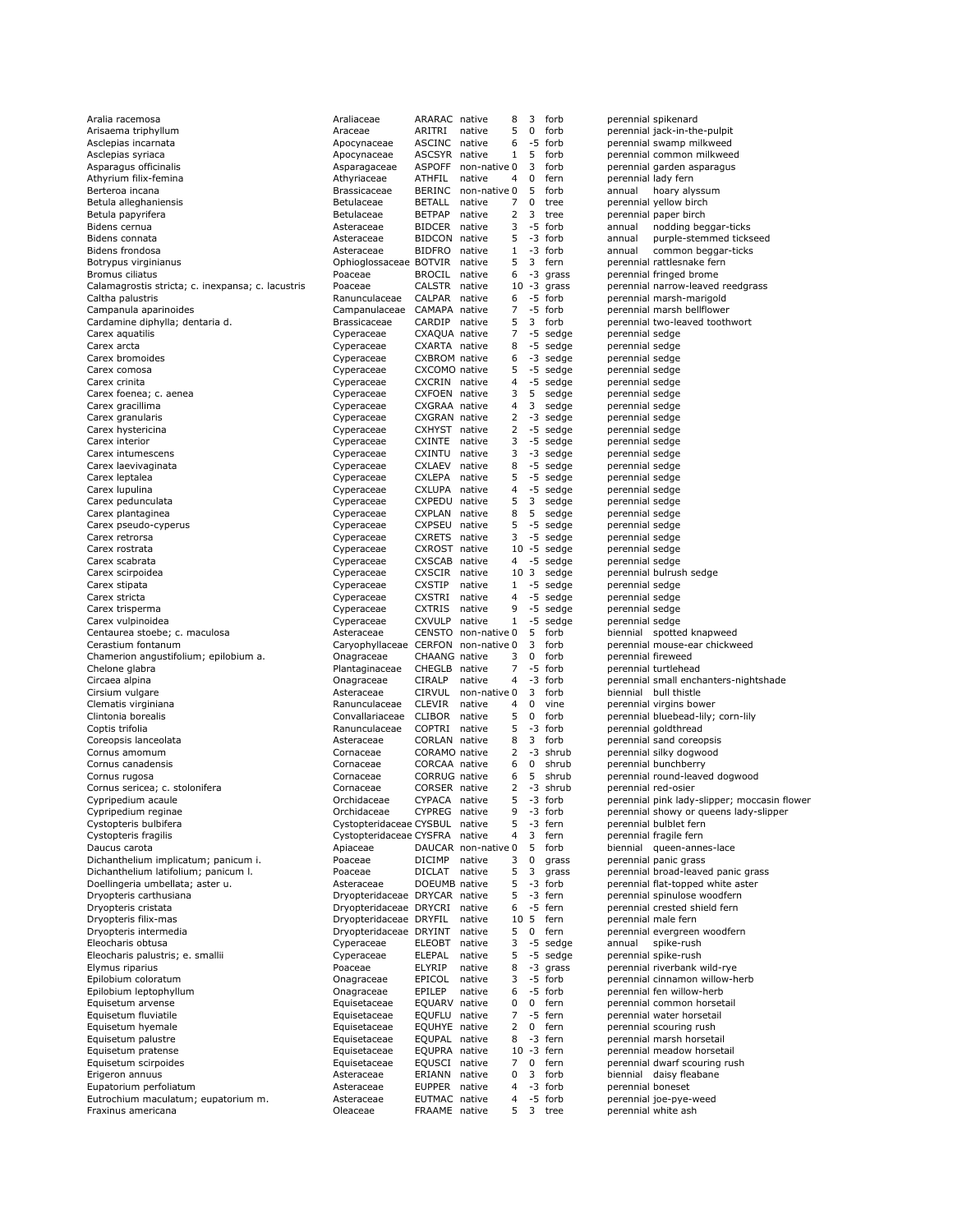| | | | | | | | | |
|---|---|---|---|---|---|---|---|---|
| Aralia racemosa | Araliaceae | ARARAC | native | 8 | 3 | forb | perennial | spikenard |
| Arisaema triphyllum | Araceae | ARITRI | native | 5 | 0 | forb | perennial | jack-in-the-pulpit |
| Asclepias incarnata | Apocynaceae | ASCINC | native | 6 | -5 | forb | perennial | swamp milkweed |
| Asclepias syriaca | Apocynaceae | ASCSYR | native | 1 | 5 | forb | perennial | common milkweed |
| Asparagus officinalis | Asparagaceae | ASPOFF | non-native | 0 | 3 | forb | perennial | garden asparagus |
| Athyrium filix-femina | Athyriaceae | ATHFIL | native | 4 | 0 | fern | perennial | lady fern |
| Berteroa incana | Brassicaceae | BERINC | non-native | 0 | 5 | forb | annual | hoary alyssum |
| Betula alleghaniensis | Betulaceae | BETALL | native | 7 | 0 | tree | perennial | yellow birch |
| Betula papyrifera | Betulaceae | BETPAP | native | 2 | 3 | tree | perennial | paper birch |
| Bidens cernua | Asteraceae | BIDCER | native | 3 | -5 | forb | annual | nodding beggar-ticks |
| Bidens connata | Asteraceae | BIDCON | native | 5 | -3 | forb | annual | purple-stemmed tickseed |
| Bidens frondosa | Asteraceae | BIDFRO | native | 1 | -3 | forb | annual | common beggar-ticks |
| Botrypus virginianus | Ophioglossaceae | BOTVIR | native | 5 | 3 | fern | perennial | rattlesnake fern |
| Bromus ciliatus | Poaceae | BROCIL | native | 6 | -3 | grass | perennial | fringed brome |
| Calamagrostis stricta; c. inexpansa; c. lacustris | Poaceae | CALSTR | native | 10 | -3 | grass | perennial | narrow-leaved reedgrass |
| Caltha palustris | Ranunculaceae | CALPAR | native | 6 | -5 | forb | perennial | marsh-marigold |
| Campanula aparinoides | Campanulaceae | CAMAPA | native | 7 | -5 | forb | perennial | marsh bellflower |
| Cardamine diphylla; dentaria d. | Brassicaceae | CARDIP | native | 5 | 3 | forb | perennial | two-leaved toothwort |
| Carex aquatilis | Cyperaceae | CXAQUA | native | 7 | -5 | sedge | perennial | sedge |
| Carex arcta | Cyperaceae | CXARTA | native | 8 | -5 | sedge | perennial | sedge |
| Carex bromoides | Cyperaceae | CXBROM | native | 6 | -3 | sedge | perennial | sedge |
| Carex comosa | Cyperaceae | CXCOMO | native | 5 | -5 | sedge | perennial | sedge |
| Carex crinita | Cyperaceae | CXCRIN | native | 4 | -5 | sedge | perennial | sedge |
| Carex foenea; c. aenea | Cyperaceae | CXFOEN | native | 3 | 5 | sedge | perennial | sedge |
| Carex gracillima | Cyperaceae | CXGRAA | native | 4 | 3 | sedge | perennial | sedge |
| Carex granularis | Cyperaceae | CXGRAN | native | 2 | -3 | sedge | perennial | sedge |
| Carex hystericina | Cyperaceae | CXHYST | native | 2 | -5 | sedge | perennial | sedge |
| Carex interior | Cyperaceae | CXINTE | native | 3 | -5 | sedge | perennial | sedge |
| Carex intumescens | Cyperaceae | CXINTU | native | 3 | -3 | sedge | perennial | sedge |
| Carex laevivaginata | Cyperaceae | CXLAEV | native | 8 | -5 | sedge | perennial | sedge |
| Carex leptalea | Cyperaceae | CXLEPA | native | 5 | -5 | sedge | perennial | sedge |
| Carex lupulina | Cyperaceae | CXLUPA | native | 4 | -5 | sedge | perennial | sedge |
| Carex pedunculata | Cyperaceae | CXPEDU | native | 5 | 3 | sedge | perennial | sedge |
| Carex plantaginea | Cyperaceae | CXPLAN | native | 8 | 5 | sedge | perennial | sedge |
| Carex pseudo-cyperus | Cyperaceae | CXPSEU | native | 5 | -5 | sedge | perennial | sedge |
| Carex retrorsa | Cyperaceae | CXRETS | native | 3 | -5 | sedge | perennial | sedge |
| Carex rostrata | Cyperaceae | CXROST | native | 10 | -5 | sedge | perennial | sedge |
| Carex scabrata | Cyperaceae | CXSCAB | native | 4 | -5 | sedge | perennial | sedge |
| Carex scirpoidea | Cyperaceae | CXSCIR | native | 10 | 3 | sedge | perennial | bulrush sedge |
| Carex stipata | Cyperaceae | CXSTIP | native | 1 | -5 | sedge | perennial | sedge |
| Carex stricta | Cyperaceae | CXSTRI | native | 4 | -5 | sedge | perennial | sedge |
| Carex trisperma | Cyperaceae | CXTRIS | native | 9 | -5 | sedge | perennial | sedge |
| Carex vulpinoidea | Cyperaceae | CXVULP | native | 1 | -5 | sedge | perennial | sedge |
| Centaurea stoebe; c. maculosa | Asteraceae | CENSTO | non-native | 0 | 5 | forb | biennial | spotted knapweed |
| Cerastium fontanum | Caryophyllaceae | CERFON | non-native | 0 | 3 | forb | perennial | mouse-ear chickweed |
| Chamerion angustifolium; epilobium a. | Onagraceae | CHAANG | native | 3 | 0 | forb | perennial | fireweed |
| Chelone glabra | Plantaginaceae | CHEGLB | native | 7 | -5 | forb | perennial | turtlehead |
| Circaea alpina | Onagraceae | CIRALP | native | 4 | -3 | forb | perennial | small enchanters-nightshade |
| Cirsium vulgare | Asteraceae | CIRVUL | non-native | 0 | 3 | forb | biennial | bull thistle |
| Clematis virginiana | Ranunculaceae | CLEVIR | native | 4 | 0 | vine | perennial | virgins bower |
| Clintonia borealis | Convallariaceae | CLIBOR | native | 5 | 0 | forb | perennial | bluebead-lily; corn-lily |
| Coptis trifolia | Ranunculaceae | COPTRI | native | 5 | -3 | forb | perennial | goldthread |
| Coreopsis lanceolata | Asteraceae | CORLAN | native | 8 | 3 | forb | perennial | sand coreopsis |
| Cornus amomum | Cornaceae | CORAMO | native | 2 | -3 | shrub | perennial | silky dogwood |
| Cornus canadensis | Cornaceae | CORCAA | native | 6 | 0 | shrub | perennial | bunchberry |
| Cornus rugosa | Cornaceae | CORRUG | native | 6 | 5 | shrub | perennial | round-leaved dogwood |
| Cornus sericea; c. stolonifera | Cornaceae | CORSER | native | 2 | -3 | shrub | perennial | red-osier |
| Cypripedium acaule | Orchidaceae | CYPACA | native | 5 | -3 | forb | perennial | pink lady-slipper; moccasin flower |
| Cypripedium reginae | Orchidaceae | CYPREG | native | 9 | -3 | forb | perennial | showy or queens lady-slipper |
| Cystopteris bulbifera | Cystopteridaceae | CYSBUL | native | 5 | -3 | fern | perennial | bulblet fern |
| Cystopteris fragilis | Cystopteridaceae | CYSFRA | native | 4 | 3 | fern | perennial | fragile fern |
| Daucus carota | Apiaceae | DAUCAR | non-native | 0 | 5 | forb | biennial | queen-annes-lace |
| Dichanthelium implicatum; panicum i. | Poaceae | DICIMP | native | 3 | 0 | grass | perennial | panic grass |
| Dichanthelium latifolium; panicum l. | Poaceae | DICLAT | native | 5 | 3 | grass | perennial | broad-leaved panic grass |
| Doellingeria umbellata; aster u. | Asteraceae | DOEUMB | native | 5 | -3 | forb | perennial | flat-topped white aster |
| Dryopteris carthusiana | Dryopteridaceae | DRYCAR | native | 5 | -3 | fern | perennial | spinulose woodfern |
| Dryopteris cristata | Dryopteridaceae | DRYCRI | native | 6 | -5 | fern | perennial | crested shield fern |
| Dryopteris filix-mas | Dryopteridaceae | DRYFIL | native | 10 | 5 | fern | perennial | male fern |
| Dryopteris intermedia | Dryopteridaceae | DRYINT | native | 5 | 0 | fern | perennial | evergreen woodfern |
| Eleocharis obtusa | Cyperaceae | ELEOBT | native | 3 | -5 | sedge | annual | spike-rush |
| Eleocharis palustris; e. smallii | Cyperaceae | ELEPAL | native | 5 | -5 | sedge | perennial | spike-rush |
| Elymus riparius | Poaceae | ELYRIP | native | 8 | -3 | grass | perennial | riverbank wild-rye |
| Epilobium coloratum | Onagraceae | EPICOL | native | 3 | -5 | forb | perennial | cinnamon willow-herb |
| Epilobium leptophyllum | Onagraceae | EPILEP | native | 6 | -5 | forb | perennial | fen willow-herb |
| Equisetum arvense | Equisetaceae | EQUARV | native | 0 | 0 | fern | perennial | common horsetail |
| Equisetum fluviatile | Equisetaceae | EQUFLU | native | 7 | -5 | fern | perennial | water horsetail |
| Equisetum hyemale | Equisetaceae | EQUHYE | native | 2 | 0 | fern | perennial | scouring rush |
| Equisetum palustre | Equisetaceae | EQUPAL | native | 8 | -3 | fern | perennial | marsh horsetail |
| Equisetum pratense | Equisetaceae | EQUPRA | native | 10 | -3 | fern | perennial | meadow horsetail |
| Equisetum scirpoides | Equisetaceae | EQUSCI | native | 7 | 0 | fern | perennial | dwarf scouring rush |
| Erigeron annuus | Asteraceae | ERIANN | native | 0 | 3 | forb | biennial | daisy fleabane |
| Eupatorium perfoliatum | Asteraceae | EUPPER | native | 4 | -3 | forb | perennial | boneset |
| Eutrochium maculatum; eupatorium m. | Asteraceae | EUTMAC | native | 4 | -5 | forb | perennial | joe-pye-weed |
| Fraxinus americana | Oleaceae | FRAAME | native | 5 | 3 | tree | perennial | white ash |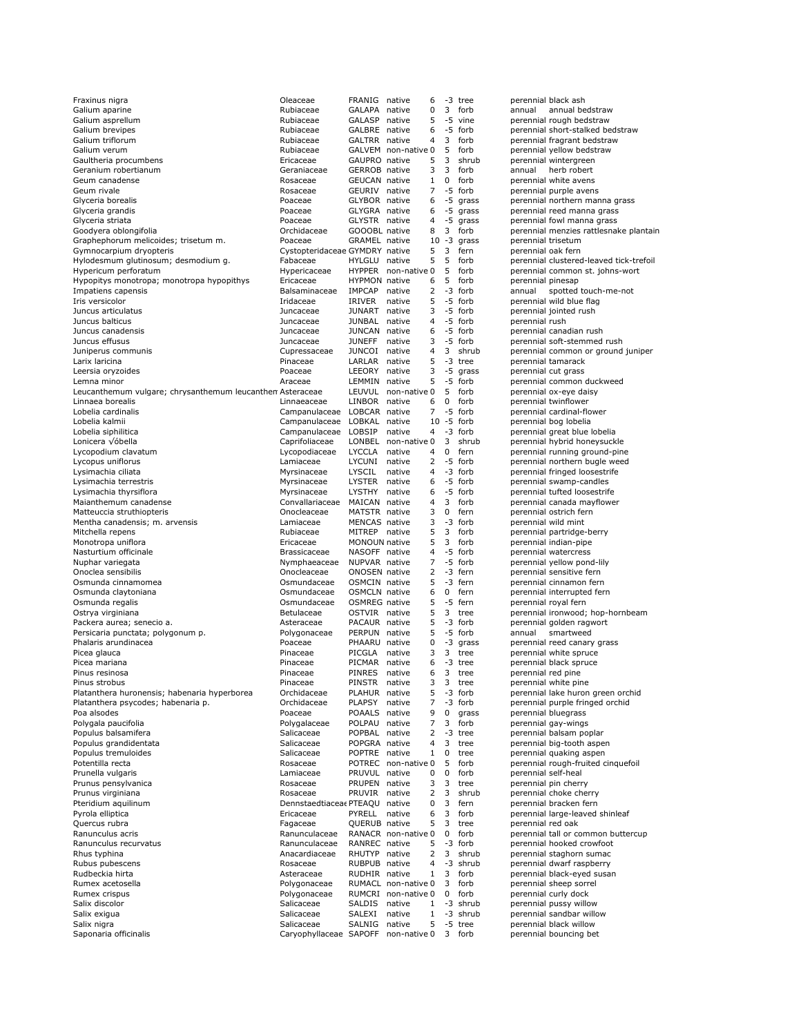| | | | | | | | | |
|---|---|---|---|---|---|---|---|---|
| Fraxinus nigra | Oleaceae | FRANIG | native | 6 | -3 | tree | perennial | black ash |
| Galium aparine | Rubiaceae | GALAPA | native | 0 | 3 | forb | annual | annual bedstraw |
| Galium asprellum | Rubiaceae | GALASP | native | 5 | -5 | vine | perennial | rough bedstraw |
| Galium brevipes | Rubiaceae | GALBRE | native | 6 | -5 | forb | perennial | short-stalked bedstraw |
| Galium triflorum | Rubiaceae | GALTRR | native | 4 | 3 | forb | perennial | fragrant bedstraw |
| Galium verum | Rubiaceae | GALVEM | non-native | 0 | 5 | forb | perennial | yellow bedstraw |
| Gaultheria procumbens | Ericaceae | GAUPRO | native | 5 | 3 | shrub | perennial | wintergreen |
| Geranium robertianum | Geraniaceae | GERROB | native | 3 | 3 | forb | annual | herb robert |
| Geum canadense | Rosaceae | GEUCAN | native | 1 | 0 | forb | perennial | white avens |
| Geum rivale | Rosaceae | GEURIV | native | 7 | -5 | forb | perennial | purple avens |
| Glyceria borealis | Poaceae | GLYBOR | native | 6 | -5 | grass | perennial | northern manna grass |
| Glyceria grandis | Poaceae | GLYGRA | native | 6 | -5 | grass | perennial | reed manna grass |
| Glyceria striata | Poaceae | GLYSTR | native | 4 | -5 | grass | perennial | fowl manna grass |
| Goodyera oblongifolia | Orchidaceae | GOOOBL | native | 8 | 3 | forb | perennial | menzies rattlesnake plantain |
| Graphephorum melicoides; trisetum m. | Poaceae | GRAMEL | native | 10 | -3 | grass | perennial | trisetum |
| Gymnocarpium dryopteris | Cystopteridaceae | GYMDRY | native | 5 | 3 | fern | perennial | oak fern |
| Hylodesmum glutinosum; desmodium g. | Fabaceae | HYLGLU | native | 5 | 5 | forb | perennial | clustered-leaved tick-trefoil |
| Hypericum perforatum | Hypericaceae | HYPPER | non-native | 0 | 5 | forb | perennial | common st. johns-wort |
| Hypopitys monotropa; monotropa hypopithys | Ericaceae | HYPMON | native | 6 | 5 | forb | perennial | pinesap |
| Impatiens capensis | Balsaminaceae | IMPCAP | native | 2 | -3 | forb | annual | spotted touch-me-not |
| Iris versicolor | Iridaceae | IRIVER | native | 5 | -5 | forb | perennial | wild blue flag |
| Juncus articulatus | Juncaceae | JUNART | native | 3 | -5 | forb | perennial | jointed rush |
| Juncus balticus | Juncaceae | JUNBAL | native | 4 | -5 | forb | perennial | rush |
| Juncus canadensis | Juncaceae | JUNCAN | native | 6 | -5 | forb | perennial | canadian rush |
| Juncus effusus | Juncaceae | JUNEFF | native | 3 | -5 | forb | perennial | soft-stemmed rush |
| Juniperus communis | Cupressaceae | JUNCOI | native | 4 | 3 | shrub | perennial | common or ground juniper |
| Larix laricina | Pinaceae | LARLAR | native | 5 | -3 | tree | perennial | tamarack |
| Leersia oryzoides | Poaceae | LEEORY | native | 3 | -5 | grass | perennial | cut grass |
| Lemna minor | Araceae | LEMMIN | native | 5 | -5 | forb | perennial | common duckweed |
| Leucanthemum vulgare; chrysanthemum leucanthem | Asteraceae | LEUVUL | non-native | 0 | 5 | forb | perennial | ox-eye daisy |
| Linnaea borealis | Linnaeaceae | LINBOR | native | 6 | 0 | forb | perennial | twinflower |
| Lobelia cardinalis | Campanulaceae | LOBCAR | native | 7 | -5 | forb | perennial | cardinal-flower |
| Lobelia kalmii | Campanulaceae | LOBKAL | native | 10 | -5 | forb | perennial | bog lobelia |
| Lobelia siphilitica | Campanulaceae | LOBSIP | native | 4 | -3 | forb | perennial | great blue lobelia |
| Lonicera √óbella | Caprifoliaceae | LONBEL | non-native | 0 | 3 | shrub | perennial | hybrid honeysuckle |
| Lycopodium clavatum | Lycopodiaceae | LYCCLA | native | 4 | 0 | fern | perennial | running ground-pine |
| Lycopus uniflorus | Lamiaceae | LYCUNI | native | 2 | -5 | forb | perennial | northern bugle weed |
| Lysimachia ciliata | Myrsinaceae | LYSCIL | native | 4 | -3 | forb | perennial | fringed loosestrife |
| Lysimachia terrestris | Myrsinaceae | LYSTER | native | 6 | -5 | forb | perennial | swamp-candles |
| Lysimachia thyrsiflora | Myrsinaceae | LYSTHY | native | 6 | -5 | forb | perennial | tufted loosestrife |
| Maianthemum canadense | Convallariaceae | MAICAN | native | 4 | 3 | forb | perennial | canada mayflower |
| Matteuccia struthiopteris | Onocleaceae | MATSTR | native | 3 | 0 | fern | perennial | ostrich fern |
| Mentha canadensis; m. arvensis | Lamiaceae | MENCAS | native | 3 | -3 | forb | perennial | wild mint |
| Mitchella repens | Rubiaceae | MITREP | native | 5 | 3 | forb | perennial | partridge-berry |
| Monotropa uniflora | Ericaceae | MONOUN | native | 5 | 3 | forb | perennial | indian-pipe |
| Nasturtium officinale | Brassicaceae | NASOFF | native | 4 | -5 | forb | perennial | watercress |
| Nuphar variegata | Nymphaeaceae | NUPVAR | native | 7 | -5 | forb | perennial | yellow pond-lily |
| Onoclea sensibilis | Onocleaceae | ONOSEN | native | 2 | -3 | fern | perennial | sensitive fern |
| Osmunda cinnamomea | Osmundaceae | OSMCIN | native | 5 | -3 | fern | perennial | cinnamon fern |
| Osmunda claytoniana | Osmundaceae | OSMCLN | native | 6 | 0 | fern | perennial | interrupted fern |
| Osmunda regalis | Osmundaceae | OSMREG | native | 5 | -5 | fern | perennial | royal fern |
| Ostrya virginiana | Betulaceae | OSTVIR | native | 5 | 3 | tree | perennial | ironwood; hop-hornbeam |
| Packera aurea; senecio a. | Asteraceae | PACAUR | native | 5 | -3 | forb | perennial | golden ragwort |
| Persicaria punctata; polygonum p. | Polygonaceae | PERPUN | native | 5 | -5 | forb | annual | smartweed |
| Phalaris arundinacea | Poaceae | PHAARU | native | 0 | -3 | grass | perennial | reed canary grass |
| Picea glauca | Pinaceae | PICGLA | native | 3 | 3 | tree | perennial | white spruce |
| Picea mariana | Pinaceae | PICMAR | native | 6 | -3 | tree | perennial | black spruce |
| Pinus resinosa | Pinaceae | PINRES | native | 6 | 3 | tree | perennial | red pine |
| Pinus strobus | Pinaceae | PINSTR | native | 3 | 3 | tree | perennial | white pine |
| Platanthera huronensis; habenaria hyperborea | Orchidaceae | PLAHUR | native | 5 | -3 | forb | perennial | lake huron green orchid |
| Platanthera psycodes; habenaria p. | Orchidaceae | PLAPSY | native | 7 | -3 | forb | perennial | purple fringed orchid |
| Poa alsodes | Poaceae | POAALS | native | 9 | 0 | grass | perennial | bluegrass |
| Polygala paucifolia | Polygalaceae | POLPAU | native | 7 | 3 | forb | perennial | gay-wings |
| Populus balsamifera | Salicaceae | POPBAL | native | 2 | -3 | tree | perennial | balsam poplar |
| Populus grandidentata | Salicaceae | POPGRA | native | 4 | 3 | tree | perennial | big-tooth aspen |
| Populus tremuloides | Salicaceae | POPTRE | native | 1 | 0 | tree | perennial | quaking aspen |
| Potentilla recta | Rosaceae | POTREC | non-native | 0 | 5 | forb | perennial | rough-fruited cinquefoil |
| Prunella vulgaris | Lamiaceae | PRUVUL | native | 0 | 0 | forb | perennial | self-heal |
| Prunus pensylvanica | Rosaceae | PRUPEN | native | 3 | 3 | tree | perennial | pin cherry |
| Prunus virginiana | Rosaceae | PRUVIR | native | 2 | 3 | shrub | perennial | choke cherry |
| Pteridium aquilinum | Dennstaedtiaceae | PTEAQU | native | 0 | 3 | fern | perennial | bracken fern |
| Pyrola elliptica | Ericaceae | PYRELL | native | 6 | 3 | forb | perennial | large-leaved shinleaf |
| Quercus rubra | Fagaceae | QUERUB | native | 5 | 3 | tree | perennial | red oak |
| Ranunculus acris | Ranunculaceae | RANACR | non-native | 0 | 0 | forb | perennial | tall or common buttercup |
| Ranunculus recurvatus | Ranunculaceae | RANREC | native | 5 | -3 | forb | perennial | hooked crowfoot |
| Rhus typhina | Anacardiaceae | RHUTYP | native | 2 | 3 | shrub | perennial | staghorn sumac |
| Rubus pubescens | Rosaceae | RUBPUB | native | 4 | -3 | shrub | perennial | dwarf raspberry |
| Rudbeckia hirta | Asteraceae | RUDHIR | native | 1 | 3 | forb | perennial | black-eyed susan |
| Rumex acetosella | Polygonaceae | RUMACL | non-native | 0 | 3 | forb | perennial | sheep sorrel |
| Rumex crispus | Polygonaceae | RUMCRI | non-native | 0 | 0 | forb | perennial | curly dock |
| Salix discolor | Salicaceae | SALDIS | native | 1 | -3 | shrub | perennial | pussy willow |
| Salix exigua | Salicaceae | SALEXI | native | 1 | -3 | shrub | perennial | sandbar willow |
| Salix nigra | Salicaceae | SALNIG | native | 5 | -5 | tree | perennial | black willow |
| Saponaria officinalis | Caryophyllaceae | SAPOFF | non-native | 0 | 3 | forb | perennial | bouncing bet |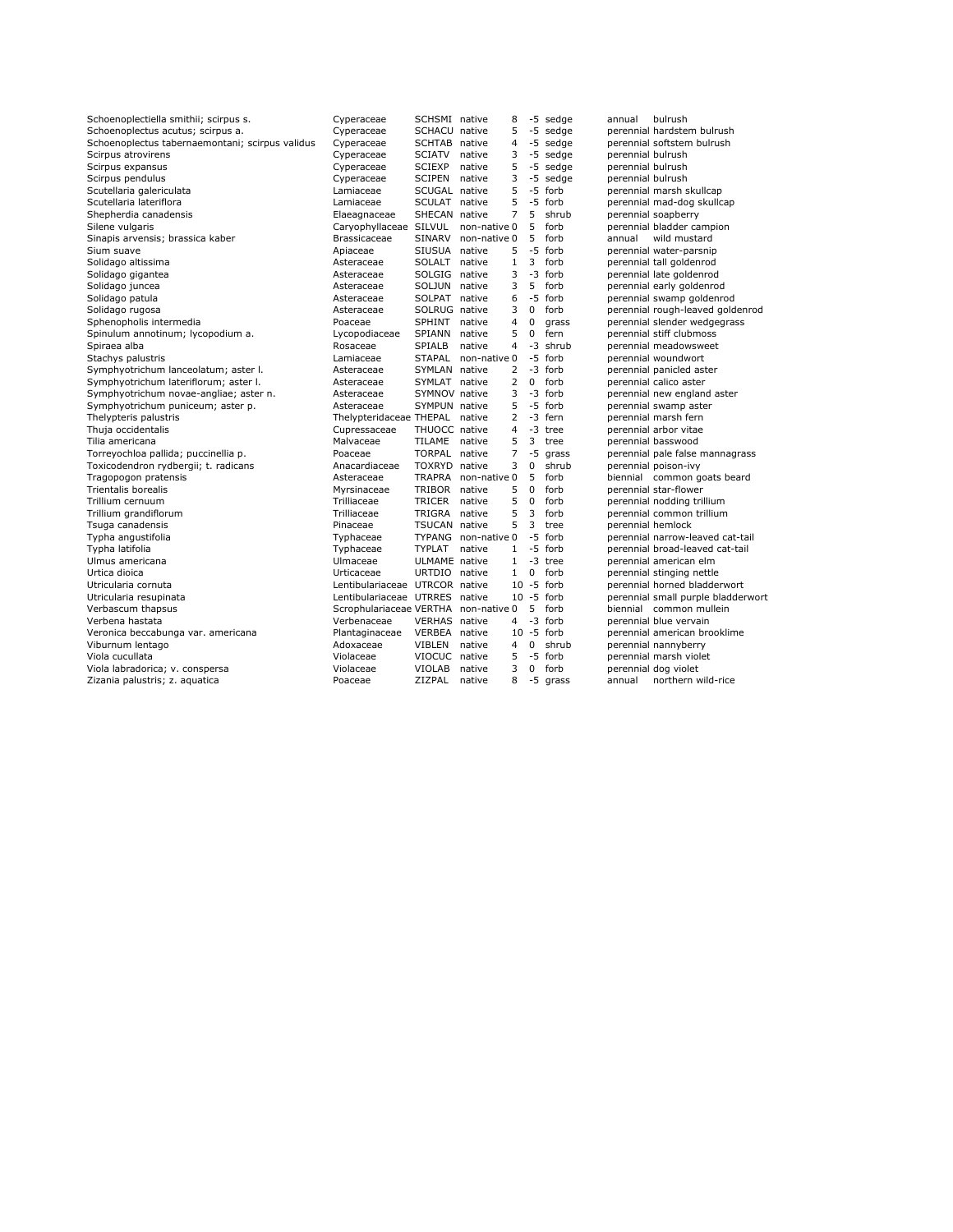| | | | | | | | | |
|---|---|---|---|---|---|---|---|---|
| Schoenoplectiella smithii; scirpus s. | Cyperaceae | SCHSMI | native | 8 | -5 | sedge | annual | bulrush |
| Schoenoplectus acutus; scirpus a. | Cyperaceae | SCHACU | native | 5 | -5 | sedge | perennial | hardstem bulrush |
| Schoenoplectus tabernaemontani; scirpus validus | Cyperaceae | SCHTAB | native | 4 | -5 | sedge | perennial | softstem bulrush |
| Scirpus atrovirens | Cyperaceae | SCIATV | native | 3 | -5 | sedge | perennial | bulrush |
| Scirpus expansus | Cyperaceae | SCIEXP | native | 5 | -5 | sedge | perennial | bulrush |
| Scirpus pendulus | Cyperaceae | SCIPEN | native | 3 | -5 | sedge | perennial | bulrush |
| Scutellaria galericulata | Lamiaceae | SCUGAL | native | 5 | -5 | forb | perennial | marsh skullcap |
| Scutellaria lateriflora | Lamiaceae | SCULAT | native | 5 | -5 | forb | perennial | mad-dog skullcap |
| Shepherdia canadensis | Elaeagnaceae | SHECAN | native | 7 | 5 | shrub | perennial | soapberry |
| Silene vulgaris | Caryophyllaceae | SILVUL | non-native | 0 | 5 | forb | perennial | bladder campion |
| Sinapis arvensis; brassica kaber | Brassicaceae | SINARV | non-native | 0 | 5 | forb | annual | wild mustard |
| Sium suave | Apiaceae | SIUSUA | native | 5 | -5 | forb | perennial | water-parsnip |
| Solidago altissima | Asteraceae | SOLALT | native | 1 | 3 | forb | perennial | tall goldenrod |
| Solidago gigantea | Asteraceae | SOLGIG | native | 3 | -3 | forb | perennial | late goldenrod |
| Solidago juncea | Asteraceae | SOLJUN | native | 3 | 5 | forb | perennial | early goldenrod |
| Solidago patula | Asteraceae | SOLPAT | native | 6 | -5 | forb | perennial | swamp goldenrod |
| Solidago rugosa | Asteraceae | SOLRUG | native | 3 | 0 | forb | perennial | rough-leaved goldenrod |
| Sphenopholis intermedia | Poaceae | SPHINT | native | 4 | 0 | grass | perennial | slender wedgegrass |
| Spinulum annotinum; lycopodium a. | Lycopodiaceae | SPIANN | native | 5 | 0 | fern | perennial | stiff clubmoss |
| Spiraea alba | Rosaceae | SPIALB | native | 4 | -3 | shrub | perennial | meadowsweet |
| Stachys palustris | Lamiaceae | STAPAL | non-native | 0 | -5 | forb | perennial | woundwort |
| Symphyotrichum lanceolatum; aster l. | Asteraceae | SYMLAN | native | 2 | -3 | forb | perennial | panicled aster |
| Symphyotrichum lateriflorum; aster l. | Asteraceae | SYMLAT | native | 2 | 0 | forb | perennial | calico aster |
| Symphyotrichum novae-angliae; aster n. | Asteraceae | SYMNOV | native | 3 | -3 | forb | perennial | new england aster |
| Symphyotrichum puniceum; aster p. | Asteraceae | SYMPUN | native | 5 | -5 | forb | perennial | swamp aster |
| Thelypteris palustris | Thelypteridaceae | THEPAL | native | 2 | -3 | fern | perennial | marsh fern |
| Thuja occidentalis | Cupressaceae | THUOCC | native | 4 | -3 | tree | perennial | arbor vitae |
| Tilia americana | Malvaceae | TILAME | native | 5 | 3 | tree | perennial | basswood |
| Torreyochloa pallida; puccinellia p. | Poaceae | TORPAL | native | 7 | -5 | grass | perennial | pale false mannagrass |
| Toxicodendron rydbergii; t. radicans | Anacardiaceae | TOXRYD | native | 3 | 0 | shrub | perennial | poison-ivy |
| Tragopogon pratensis | Asteraceae | TRAPRA | non-native | 0 | 5 | forb | biennial | common goats beard |
| Trientalis borealis | Myrsinaceae | TRIBOR | native | 5 | 0 | forb | perennial | star-flower |
| Trillium cernuum | Trilliaceae | TRICER | native | 5 | 0 | forb | perennial | nodding trillium |
| Trillium grandiflorum | Trilliaceae | TRIGRA | native | 5 | 3 | forb | perennial | common trillium |
| Tsuga canadensis | Pinaceae | TSUCAN | native | 5 | 3 | tree | perennial | hemlock |
| Typha angustifolia | Typhaceae | TYPANG | non-native | 0 | -5 | forb | perennial | narrow-leaved cat-tail |
| Typha latifolia | Typhaceae | TYPLAT | native | 1 | -5 | forb | perennial | broad-leaved cat-tail |
| Ulmus americana | Ulmaceae | ULMAME | native | 1 | -3 | tree | perennial | american elm |
| Urtica dioica | Urticaceae | URTDIO | native | 1 | 0 | forb | perennial | stinging nettle |
| Utricularia cornuta | Lentibulariaceae | UTRCOR | native | 10 | -5 | forb | perennial | horned bladderwort |
| Utricularia resupinata | Lentibulariaceae | UTRRES | native | 10 | -5 | forb | perennial | small purple bladderwort |
| Verbascum thapsus | Scrophulariaceae | VERTHA | non-native | 0 | 5 | forb | biennial | common mullein |
| Verbena hastata | Verbenaceae | VERHAS | native | 4 | -3 | forb | perennial | blue vervain |
| Veronica beccabunga var. americana | Plantaginaceae | VERBEA | native | 10 | -5 | forb | perennial | american brooklime |
| Viburnum lentago | Adoxaceae | VIBLEN | native | 4 | 0 | shrub | perennial | nannyberry |
| Viola cucullata | Violaceae | VIOCUC | native | 5 | -5 | forb | perennial | marsh violet |
| Viola labradorica; v. conspersa | Violaceae | VIOLAB | native | 3 | 0 | forb | perennial | dog violet |
| Zizania palustris; z. aquatica | Poaceae | ZIZPAL | native | 8 | -5 | grass | annual | northern wild-rice |